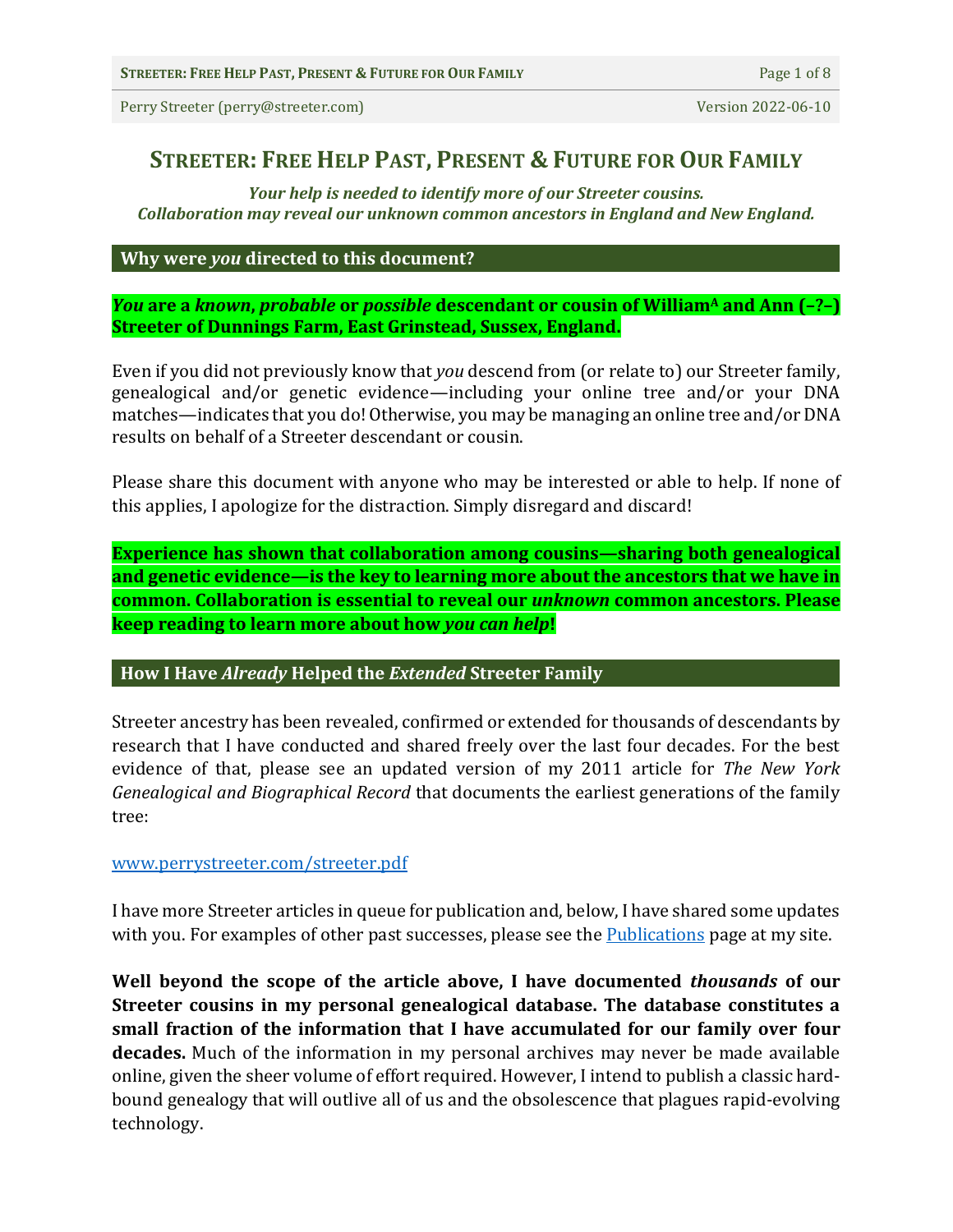# STREETER: FREE HELP PAST, PRESENT & FUTURE FOR OUR FAMILY

*Your help is needed to identify more of our Streeter cousins.*
*Collaboration may reveal our unknown common ancestors in England and New England.*

## Why were *you* directed to this document?

***You* are a *known*, *probable* or *possible* descendant or cousin of William[A] and Ann (–?–) Streeter of Dunnings Farm, East Grinstead, Sussex, England.**

Even if you did not previously know that *you* descend from (or relate to) our Streeter family, genealogical and/or genetic evidence—including your online tree and/or your DNA matches—indicates that you do! Otherwise, you may be managing an online tree and/or DNA results on behalf of a Streeter descendant or cousin.

Please share this document with anyone who may be interested or able to help. If none of this applies, I apologize for the distraction. Simply disregard and discard!

**Experience has shown that collaboration among cousins—sharing both genealogical and genetic evidence—is the key to learning more about the ancestors that we have in common. Collaboration is essential to reveal our *unknown* common ancestors. Please keep reading to learn more about how *you can help*!**

## How I Have *Already* Helped the *Extended* Streeter Family

Streeter ancestry has been revealed, confirmed or extended for thousands of descendants by research that I have conducted and shared freely over the last four decades. For the best evidence of that, please see an updated version of my 2011 article for *The New York Genealogical and Biographical Record* that documents the earliest generations of the family tree:

www.perrystreeter.com/streeter.pdf

I have more Streeter articles in queue for publication and, below, I have shared some updates with you. For examples of other past successes, please see the Publications page at my site.

**Well beyond the scope of the article above, I have documented *thousands* of our Streeter cousins in my personal genealogical database. The database constitutes a small fraction of the information that I have accumulated for our family over four decades.** Much of the information in my personal archives may never be made available online, given the sheer volume of effort required. However, I intend to publish a classic hard-bound genealogy that will outlive all of us and the obsolescence that plagues rapid-evolving technology.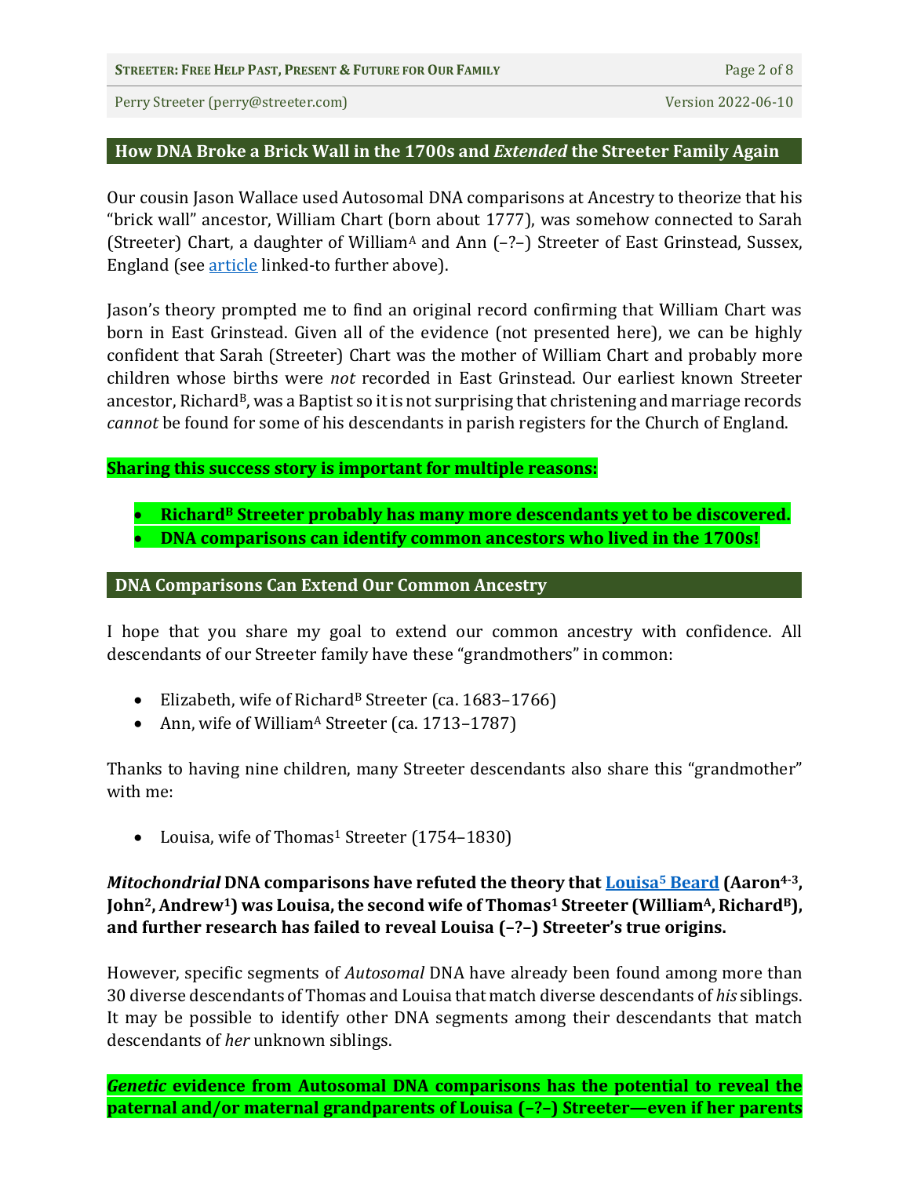## How DNA Broke a Brick Wall in the 1700s and *Extended* the Streeter Family Again

Our cousin Jason Wallace used Autosomal DNA comparisons at Ancestry to theorize that his "brick wall" ancestor, William Chart (born about 1777), was somehow connected to Sarah (Streeter) Chart, a daughter of William[A] and Ann (–?–) Streeter of East Grinstead, Sussex, England (see [article] linked-to further above).

Jason's theory prompted me to find an original record confirming that William Chart was born in East Grinstead. Given all of the evidence (not presented here), we can be highly confident that Sarah (Streeter) Chart was the mother of William Chart and probably more children whose births were *not* recorded in East Grinstead. Our earliest known Streeter ancestor, Richard[B], was a Baptist so it is not surprising that christening and marriage records *cannot* be found for some of his descendants in parish registers for the Church of England.

**Sharing this success story is important for multiple reasons:**

- **Richard[B] Streeter probably has many more descendants yet to be discovered.**
- **DNA comparisons can identify common ancestors who lived in the 1700s!**

## DNA Comparisons Can Extend Our Common Ancestry

I hope that you share my goal to extend our common ancestry with confidence. All descendants of our Streeter family have these "grandmothers" in common:

- Elizabeth, wife of Richard[B] Streeter (ca. 1683–1766)
- Ann, wife of William[A] Streeter (ca. 1713–1787)

Thanks to having nine children, many Streeter descendants also share this "grandmother" with me:

- Louisa, wife of Thomas[1] Streeter (1754–1830)

***Mitochondrial* DNA comparisons have refuted the theory that [Louisa[5] Beard] (Aaron[4-3], John[2], Andrew[1]) was Louisa, the second wife of Thomas[1] Streeter (William[A], Richard[B]), and further research has failed to reveal Louisa (–?–) Streeter's true origins.**

However, specific segments of *Autosomal* DNA have already been found among more than 30 diverse descendants of Thomas and Louisa that match diverse descendants of *his* siblings. It may be possible to identify other DNA segments among their descendants that match descendants of *her* unknown siblings.

***Genetic* evidence from Autosomal DNA comparisons has the potential to reveal the paternal and/or maternal grandparents of Louisa (–?–) Streeter—even if her parents**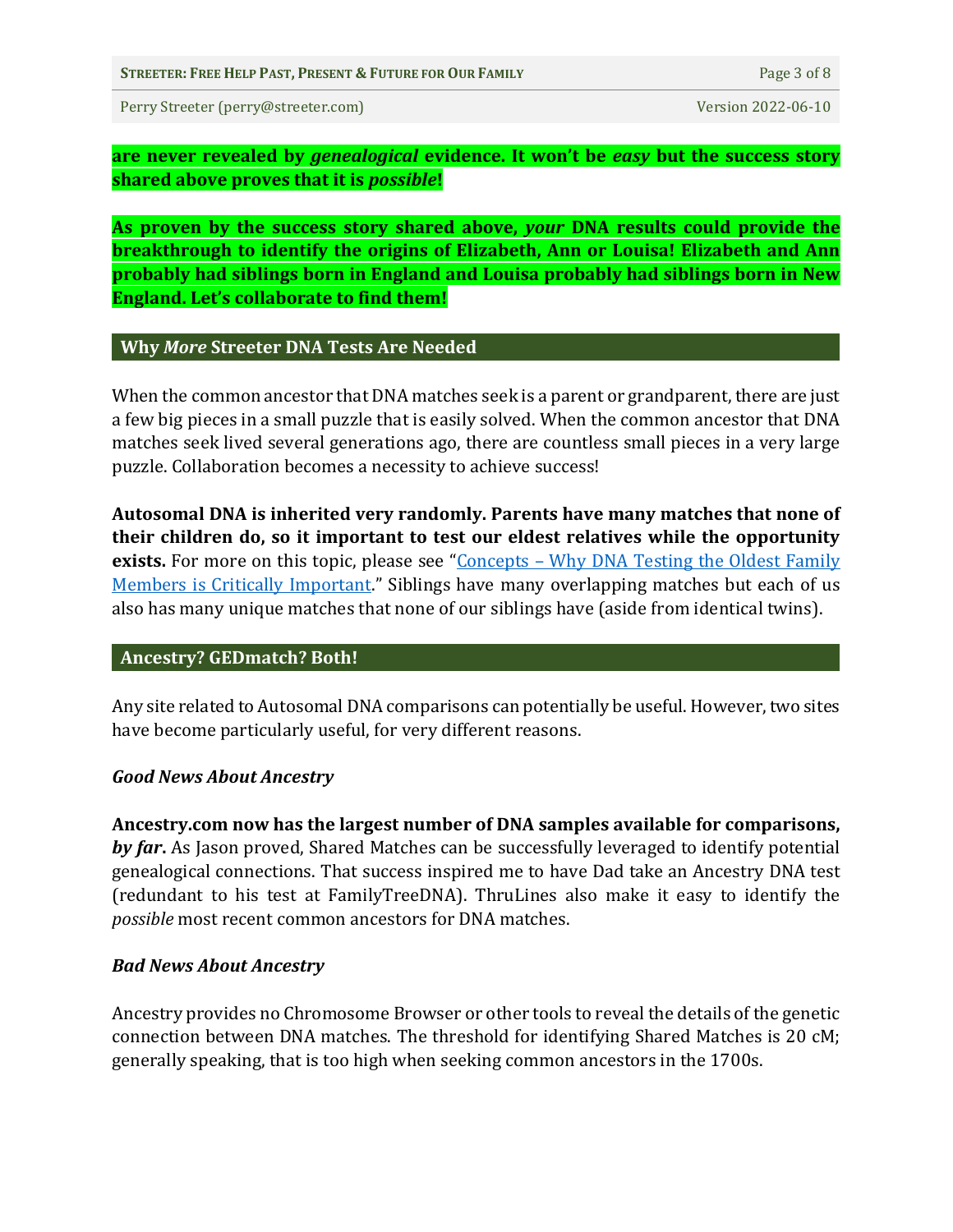**are never revealed by *genealogical* evidence. It won't be *easy* but the success story shared above proves that it is *possible*!**

**As proven by the success story shared above, *your* DNA results could provide the breakthrough to identify the origins of Elizabeth, Ann or Louisa! Elizabeth and Ann probably had siblings born in England and Louisa probably had siblings born in New England. Let's collaborate to find them!**

## Why *More* Streeter DNA Tests Are Needed

When the common ancestor that DNA matches seek is a parent or grandparent, there are just a few big pieces in a small puzzle that is easily solved. When the common ancestor that DNA matches seek lived several generations ago, there are countless small pieces in a very large puzzle. Collaboration becomes a necessity to achieve success!

**Autosomal DNA is inherited very randomly. Parents have many matches that none of their children do, so it important to test our eldest relatives while the opportunity exists.** For more on this topic, please see "Concepts – Why DNA Testing the Oldest Family Members is Critically Important." Siblings have many overlapping matches but each of us also has many unique matches that none of our siblings have (aside from identical twins).

## Ancestry? GEDmatch? Both!

Any site related to Autosomal DNA comparisons can potentially be useful. However, two sites have become particularly useful, for very different reasons.

### *Good News About Ancestry*

**Ancestry.com now has the largest number of DNA samples available for comparisons, *by far*.** As Jason proved, Shared Matches can be successfully leveraged to identify potential genealogical connections. That success inspired me to have Dad take an Ancestry DNA test (redundant to his test at FamilyTreeDNA). ThruLines also make it easy to identify the *possible* most recent common ancestors for DNA matches.

### *Bad News About Ancestry*

Ancestry provides no Chromosome Browser or other tools to reveal the details of the genetic connection between DNA matches. The threshold for identifying Shared Matches is 20 cM; generally speaking, that is too high when seeking common ancestors in the 1700s.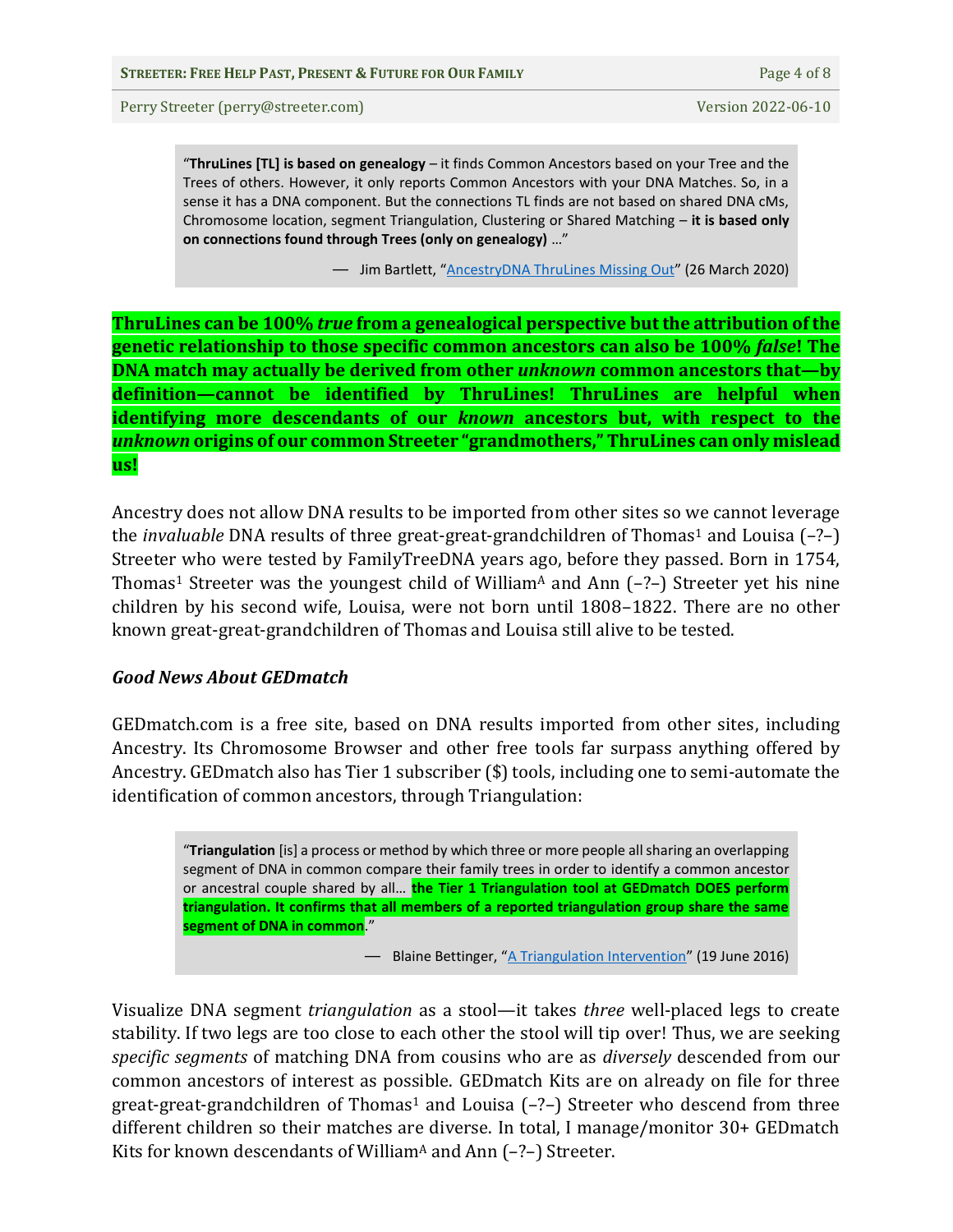> "**ThruLines [TL] is based on genealogy** – it finds Common Ancestors based on your Tree and the Trees of others. However, it only reports Common Ancestors with your DNA Matches. So, in a sense it has a DNA component. But the connections TL finds are not based on shared DNA cMs, Chromosome location, segment Triangulation, Clustering or Shared Matching – **it is based only on connections found through Trees (only on genealogy)** …"
>
> — Jim Bartlett, "AncestryDNA ThruLines Missing Out" (26 March 2020)

**ThruLines can be 100% *true* from a genealogical perspective but the attribution of the genetic relationship to those specific common ancestors can also be 100% *false*! The DNA match may actually be derived from other *unknown* common ancestors that—by definition—cannot be identified by ThruLines! ThruLines are helpful when identifying more descendants of our *known* ancestors but, with respect to the *unknown* origins of our common Streeter "grandmothers," ThruLines can only mislead us!**

Ancestry does not allow DNA results to be imported from other sites so we cannot leverage the *invaluable* DNA results of three great-great-grandchildren of Thomas[1] and Louisa (–?–) Streeter who were tested by FamilyTreeDNA years ago, before they passed. Born in 1754, Thomas[1] Streeter was the youngest child of William[A] and Ann (–?–) Streeter yet his nine children by his second wife, Louisa, were not born until 1808–1822. There are no other known great-great-grandchildren of Thomas and Louisa still alive to be tested.

### *Good News About GEDmatch*

GEDmatch.com is a free site, based on DNA results imported from other sites, including Ancestry. Its Chromosome Browser and other free tools far surpass anything offered by Ancestry. GEDmatch also has Tier 1 subscriber ($) tools, including one to semi-automate the identification of common ancestors, through Triangulation:

> "**Triangulation** [is] a process or method by which three or more people all sharing an overlapping segment of DNA in common compare their family trees in order to identify a common ancestor or ancestral couple shared by all… **the Tier 1 Triangulation tool at GEDmatch DOES perform triangulation. It confirms that all members of a reported triangulation group share the same segment of DNA in common**."
>
> — Blaine Bettinger, "A Triangulation Intervention" (19 June 2016)

Visualize DNA segment *triangulation* as a stool—it takes *three* well-placed legs to create stability. If two legs are too close to each other the stool will tip over! Thus, we are seeking *specific segments* of matching DNA from cousins who are as *diversely* descended from our common ancestors of interest as possible. GEDmatch Kits are on already on file for three great-great-grandchildren of Thomas[1] and Louisa (–?–) Streeter who descend from three different children so their matches are diverse. In total, I manage/monitor 30+ GEDmatch Kits for known descendants of William[A] and Ann (–?–) Streeter.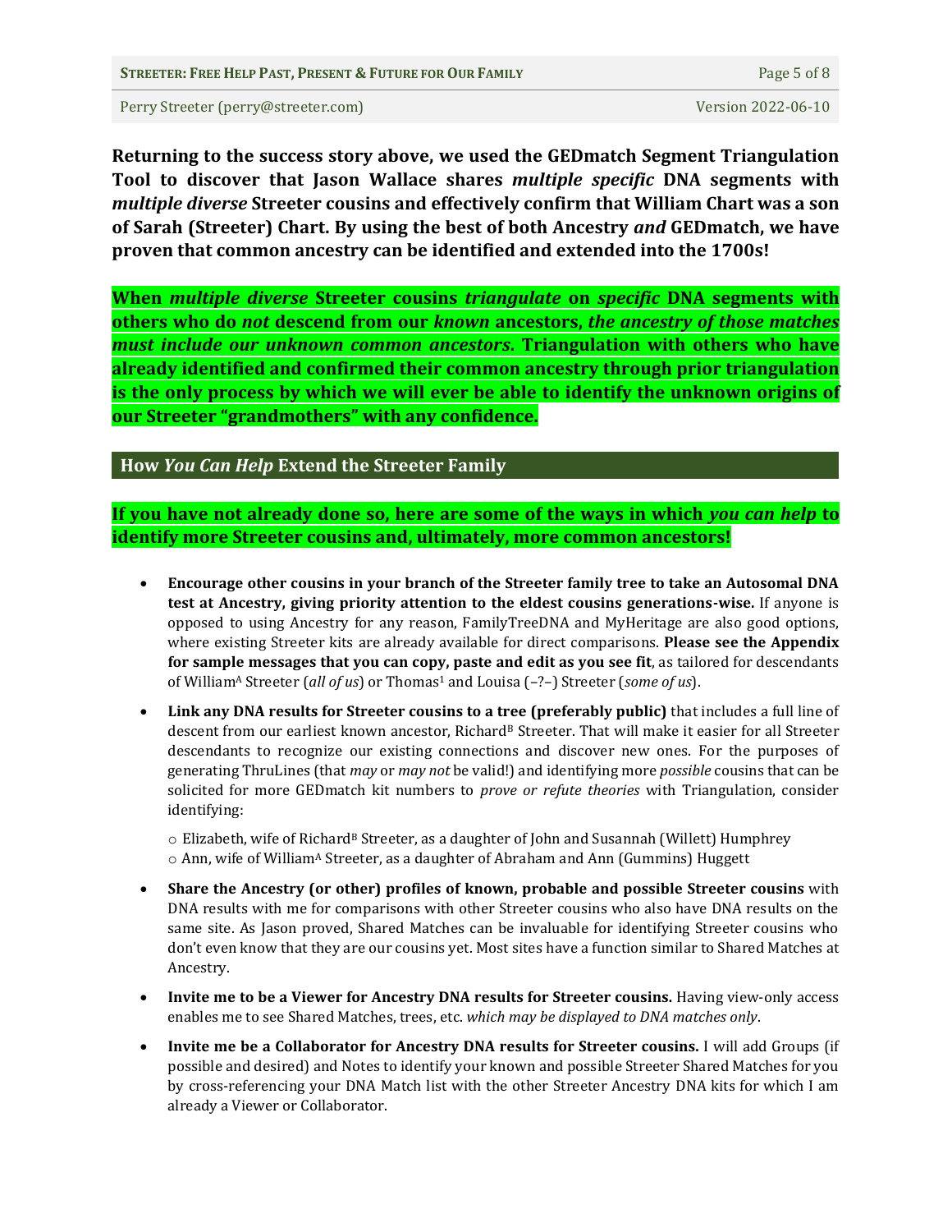**Returning to the success story above, we used the GEDmatch Segment Triangulation Tool to discover that Jason Wallace shares *multiple specific* DNA segments with *multiple diverse* Streeter cousins and effectively confirm that William Chart was a son of Sarah (Streeter) Chart. By using the best of both Ancestry *and* GEDmatch, we have proven that common ancestry can be identified and extended into the 1700s!**

**When *multiple diverse* Streeter cousins *triangulate* on *specific* DNA segments with others who do *not* descend from our *known* ancestors, *the ancestry of those matches must include our unknown common ancestors.* Triangulation with others who have already identified and confirmed their common ancestry through prior triangulation is the only process by which we will ever be able to identify the unknown origins of our Streeter "grandmothers" with any confidence.**

## How *You Can Help* Extend the Streeter Family

**If you have not already done so, here are some of the ways in which *you can help* to identify more Streeter cousins and, ultimately, more common ancestors!**

- **Encourage other cousins in your branch of the Streeter family tree to take an Autosomal DNA test at Ancestry, giving priority attention to the eldest cousins generations-wise.** If anyone is opposed to using Ancestry for any reason, FamilyTreeDNA and MyHeritage are also good options, where existing Streeter kits are already available for direct comparisons. **Please see the Appendix for sample messages that you can copy, paste and edit as you see fit**, as tailored for descendants of William[A] Streeter (*all of us*) or Thomas[1] and Louisa (–?–) Streeter (*some of us*).
- **Link any DNA results for Streeter cousins to a tree (preferably public)** that includes a full line of descent from our earliest known ancestor, Richard[B] Streeter. That will make it easier for all Streeter descendants to recognize our existing connections and discover new ones. For the purposes of generating ThruLines (that *may* or *may not* be valid!) and identifying more *possible* cousins that can be solicited for more GEDmatch kit numbers to *prove or refute theories* with Triangulation, consider identifying:
  - Elizabeth, wife of Richard[B] Streeter, as a daughter of John and Susannah (Willett) Humphrey
  - Ann, wife of William[A] Streeter, as a daughter of Abraham and Ann (Gummins) Huggett
- **Share the Ancestry (or other) profiles of known, probable and possible Streeter cousins** with DNA results with me for comparisons with other Streeter cousins who also have DNA results on the same site. As Jason proved, Shared Matches can be invaluable for identifying Streeter cousins who don't even know that they are our cousins yet. Most sites have a function similar to Shared Matches at Ancestry.
- **Invite me to be a Viewer for Ancestry DNA results for Streeter cousins.** Having view-only access enables me to see Shared Matches, trees, etc. *which may be displayed to DNA matches only*.
- **Invite me be a Collaborator for Ancestry DNA results for Streeter cousins.** I will add Groups (if possible and desired) and Notes to identify your known and possible Streeter Shared Matches for you by cross-referencing your DNA Match list with the other Streeter Ancestry DNA kits for which I am already a Viewer or Collaborator.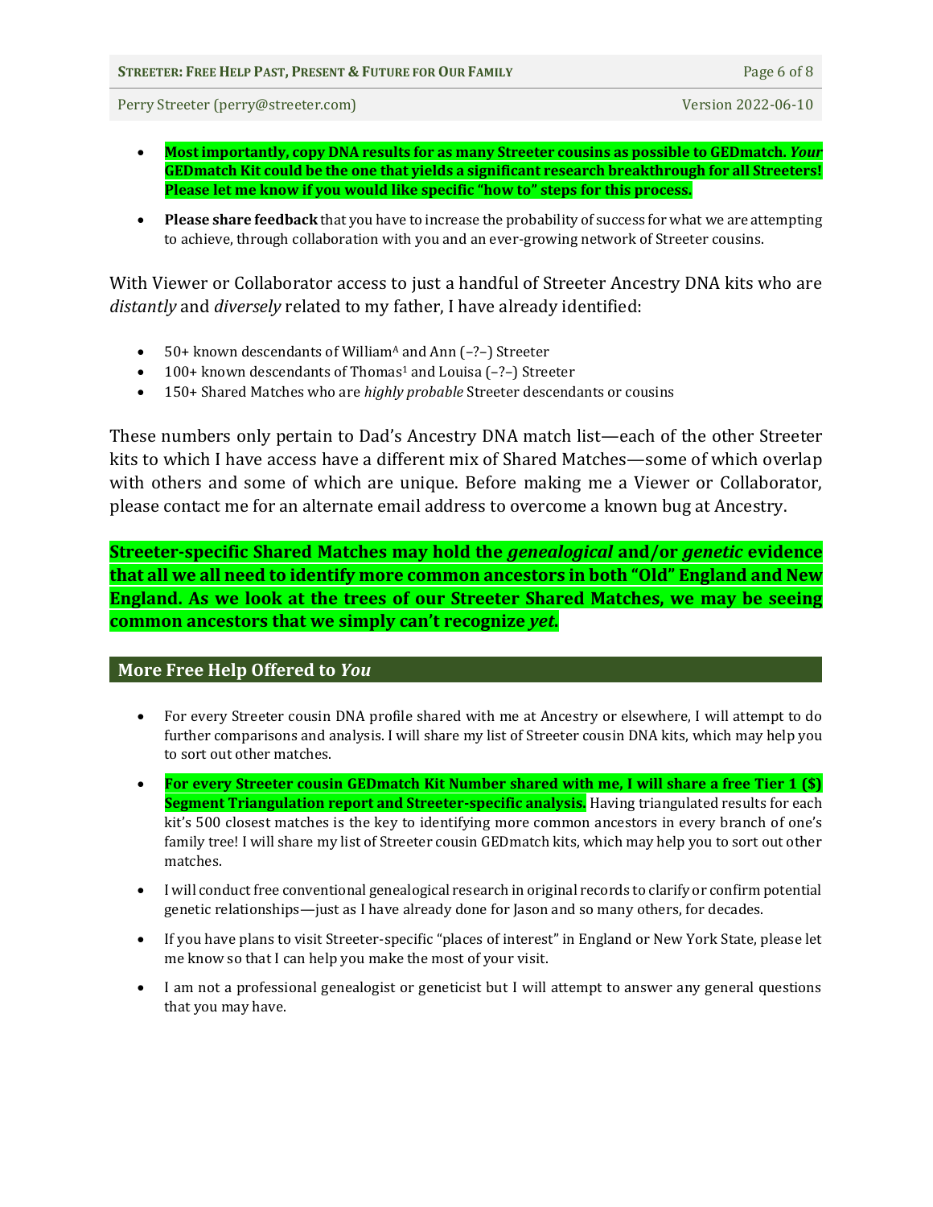- **Most importantly, copy DNA results for as many Streeter cousins as possible to GEDmatch. *Your* GEDmatch Kit could be the one that yields a significant research breakthrough for all Streeters! Please let me know if you would like specific "how to" steps for this process.**

- **Please share feedback** that you have to increase the probability of success for what we are attempting to achieve, through collaboration with you and an ever-growing network of Streeter cousins.

With Viewer or Collaborator access to just a handful of Streeter Ancestry DNA kits who are *distantly* and *diversely* related to my father, I have already identified:

- 50+ known descendants of William[A] and Ann (–?–) Streeter
- 100+ known descendants of Thomas[1] and Louisa (–?–) Streeter
- 150+ Shared Matches who are *highly probable* Streeter descendants or cousins

These numbers only pertain to Dad's Ancestry DNA match list—each of the other Streeter kits to which I have access have a different mix of Shared Matches—some of which overlap with others and some of which are unique. Before making me a Viewer or Collaborator, please contact me for an alternate email address to overcome a known bug at Ancestry.

**Streeter-specific Shared Matches may hold the *genealogical* and/or *genetic* evidence that all we all need to identify more common ancestors in both "Old" England and New England. As we look at the trees of our Streeter Shared Matches, we may be seeing common ancestors that we simply can't recognize *yet*.**

## More Free Help Offered to *You*

- For every Streeter cousin DNA profile shared with me at Ancestry or elsewhere, I will attempt to do further comparisons and analysis. I will share my list of Streeter cousin DNA kits, which may help you to sort out other matches.

- **For every Streeter cousin GEDmatch Kit Number shared with me, I will share a free Tier 1 ($) Segment Triangulation report and Streeter-specific analysis.** Having triangulated results for each kit's 500 closest matches is the key to identifying more common ancestors in every branch of one's family tree! I will share my list of Streeter cousin GEDmatch kits, which may help you to sort out other matches.

- I will conduct free conventional genealogical research in original records to clarify or confirm potential genetic relationships—just as I have already done for Jason and so many others, for decades.

- If you have plans to visit Streeter-specific "places of interest" in England or New York State, please let me know so that I can help you make the most of your visit.

- I am not a professional genealogist or geneticist but I will attempt to answer any general questions that you may have.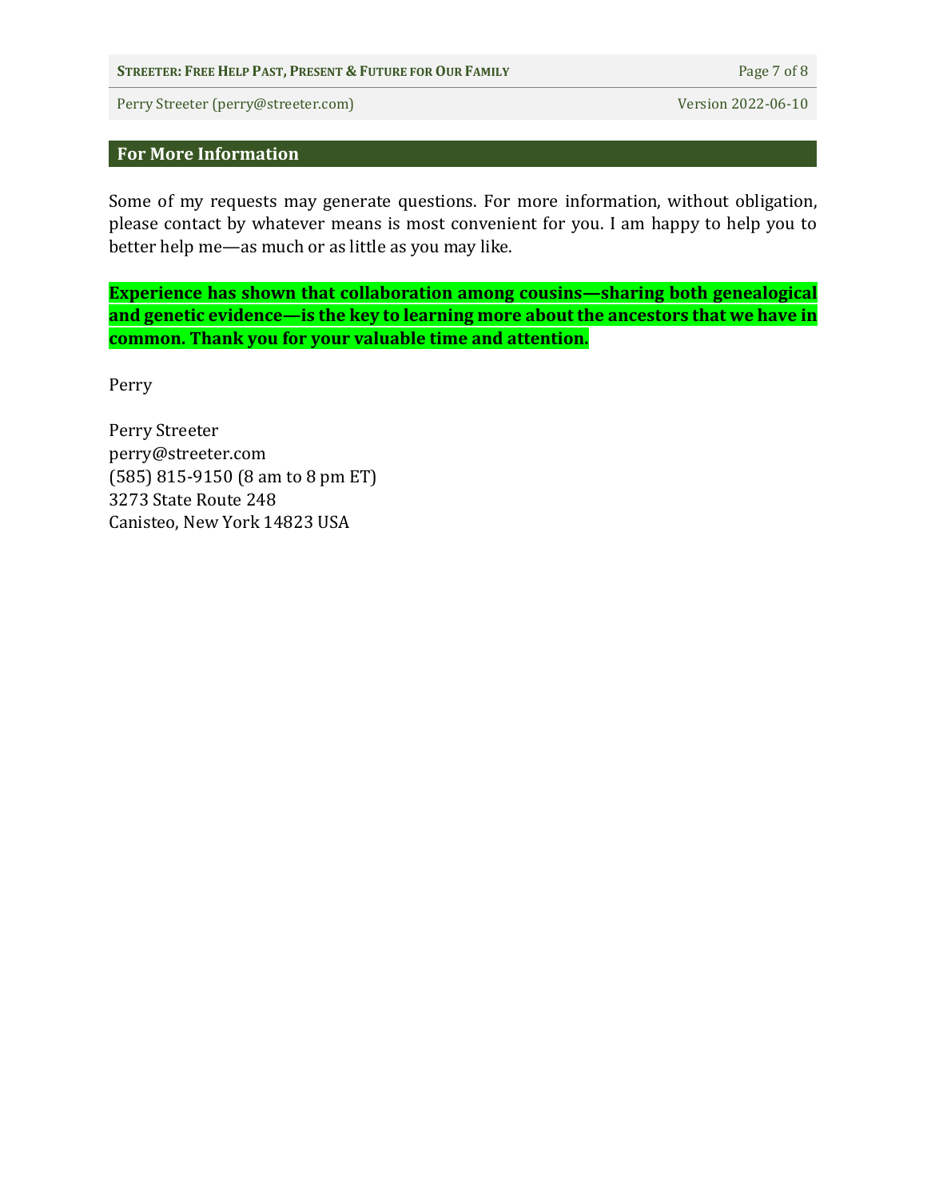## For More Information

Some of my requests may generate questions. For more information, without obligation, please contact by whatever means is most convenient for you. I am happy to help you to better help me—as much or as little as you may like.

**Experience has shown that collaboration among cousins—sharing both genealogical and genetic evidence—is the key to learning more about the ancestors that we have in common. Thank you for your valuable time and attention.**

Perry

Perry Streeter
perry@streeter.com
(585) 815-9150 (8 am to 8 pm ET)
3273 State Route 248
Canisteo, New York 14823 USA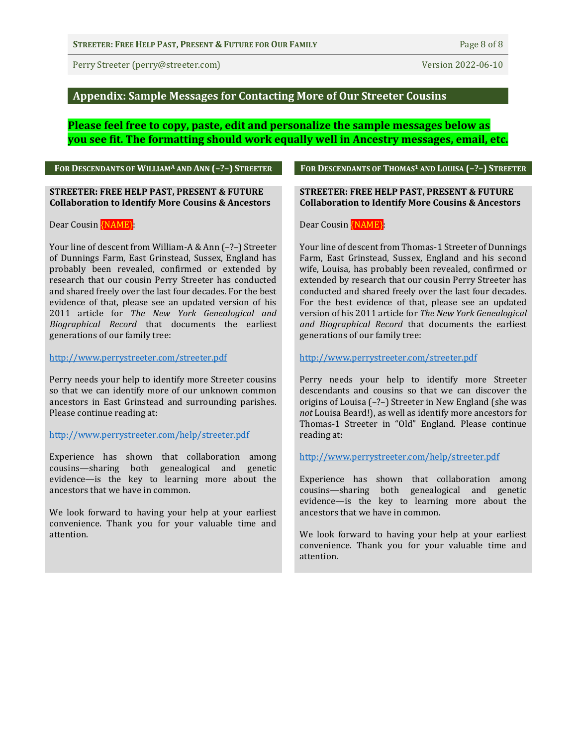## Appendix: Sample Messages for Contacting More of Our Streeter Cousins

**Please feel free to copy, paste, edit and personalize the sample messages below as you see fit. The formatting should work equally well in Ancestry messages, email, etc.**

### For Descendants of William$^A$ and Ann (–?–) Streeter

**STREETER: FREE HELP PAST, PRESENT & FUTURE**
**Collaboration to Identify More Cousins & Ancestors**

Dear Cousin {NAME}:

Your line of descent from William-A & Ann (–?–) Streeter of Dunnings Farm, East Grinstead, Sussex, England has probably been revealed, confirmed or extended by research that our cousin Perry Streeter has conducted and shared freely over the last four decades. For the best evidence of that, please see an updated version of his 2011 article for *The New York Genealogical and Biographical Record* that documents the earliest generations of our family tree:

http://www.perrystreeter.com/streeter.pdf

Perry needs your help to identify more Streeter cousins so that we can identify more of our unknown common ancestors in East Grinstead and surrounding parishes. Please continue reading at:

http://www.perrystreeter.com/help/streeter.pdf

Experience has shown that collaboration among cousins—sharing both genealogical and genetic evidence—is the key to learning more about the ancestors that we have in common.

We look forward to having your help at your earliest convenience. Thank you for your valuable time and attention.

### For Descendants of Thomas$^1$ and Louisa (–?–) Streeter

**STREETER: FREE HELP PAST, PRESENT & FUTURE**
**Collaboration to Identify More Cousins & Ancestors**

Dear Cousin {NAME}:

Your line of descent from Thomas-1 Streeter of Dunnings Farm, East Grinstead, Sussex, England and his second wife, Louisa, has probably been revealed, confirmed or extended by research that our cousin Perry Streeter has conducted and shared freely over the last four decades. For the best evidence of that, please see an updated version of his 2011 article for *The New York Genealogical and Biographical Record* that documents the earliest generations of our family tree:

http://www.perrystreeter.com/streeter.pdf

Perry needs your help to identify more Streeter descendants and cousins so that we can discover the origins of Louisa (–?–) Streeter in New England (she was *not* Louisa Beard!), as well as identify more ancestors for Thomas-1 Streeter in "Old" England. Please continue reading at:

http://www.perrystreeter.com/help/streeter.pdf

Experience has shown that collaboration among cousins—sharing both genealogical and genetic evidence—is the key to learning more about the ancestors that we have in common.

We look forward to having your help at your earliest convenience. Thank you for your valuable time and attention.